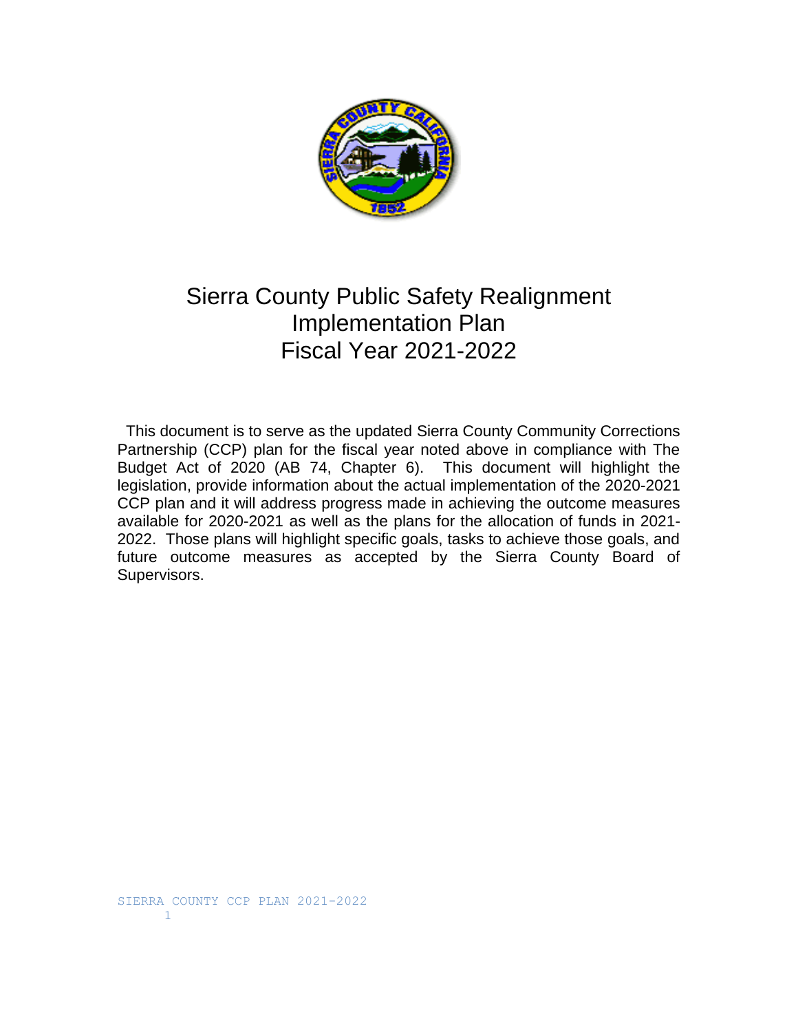# Sierra County Public Safety Realignment Implementation Plan Fiscal Year 2021-2022

This document is to serve as the updated Sierra County Community Corrections Partnership (CCP) plan for the fiscal year noted above in compliance with The Budget Act of 2020 (AB 74, Chapter 6). This document will highlight the legislation, provide information about the actual implementation of the 2020-2021 CCP plan and it will address progress made in achieving the outcome measures available for 2020-2021 as well as the plans for the allocation of funds in 2021-2022. Those plans will highlight specific goals, tasks to achieve those goals, and future outcome measures as accepted by the Sierra County Board of Supervisors.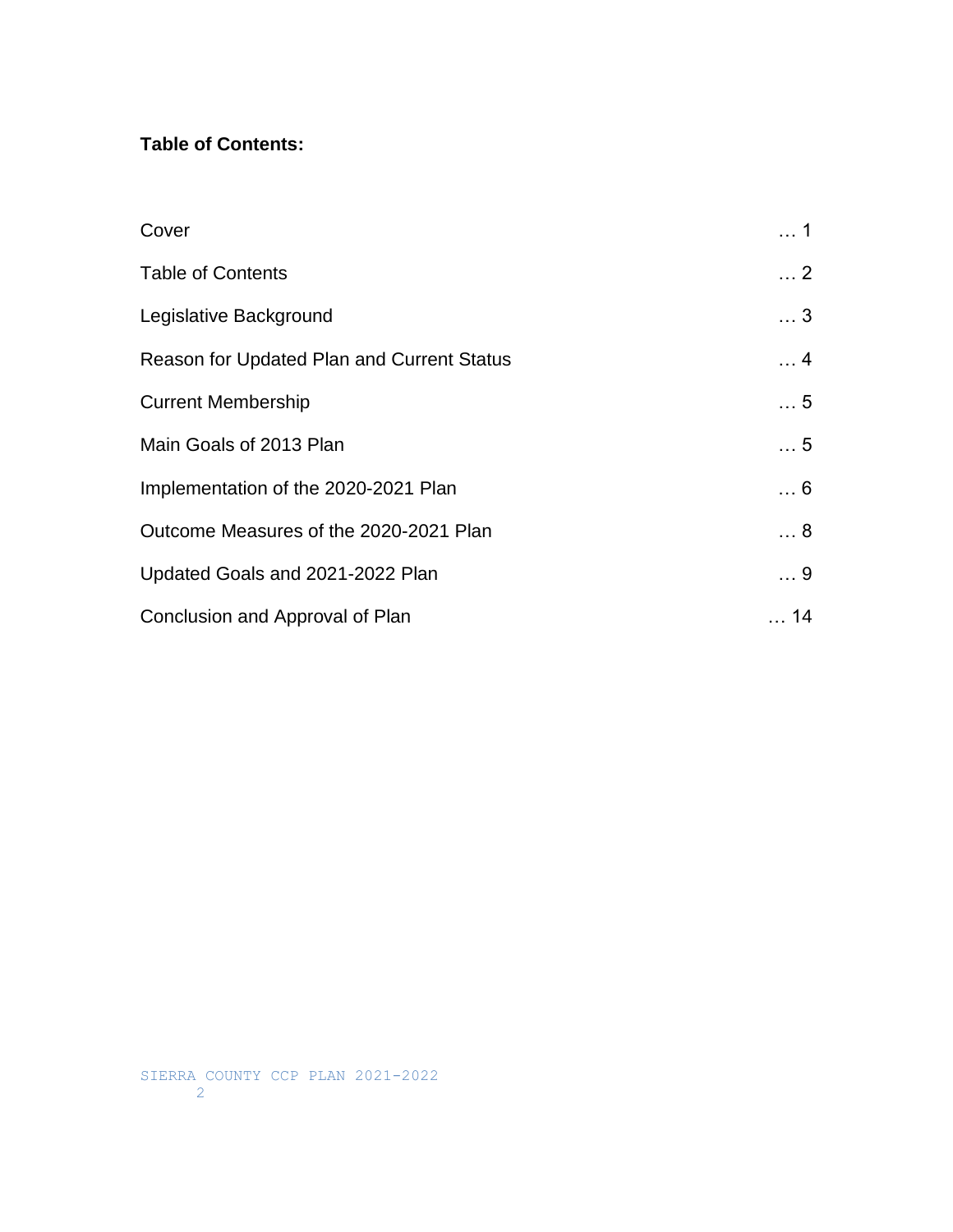**Table of Contents:**

| | |
|---|---|
| Cover | … 1 |
| Table of Contents | … 2 |
| Legislative Background | … 3 |
| Reason for Updated Plan and Current Status | … 4 |
| Current Membership | … 5 |
| Main Goals of 2013 Plan | … 5 |
| Implementation of the 2020-2021 Plan | … 6 |
| Outcome Measures of the 2020-2021 Plan | … 8 |
| Updated Goals and 2021-2022 Plan | … 9 |
| Conclusion and Approval of Plan | … 14 |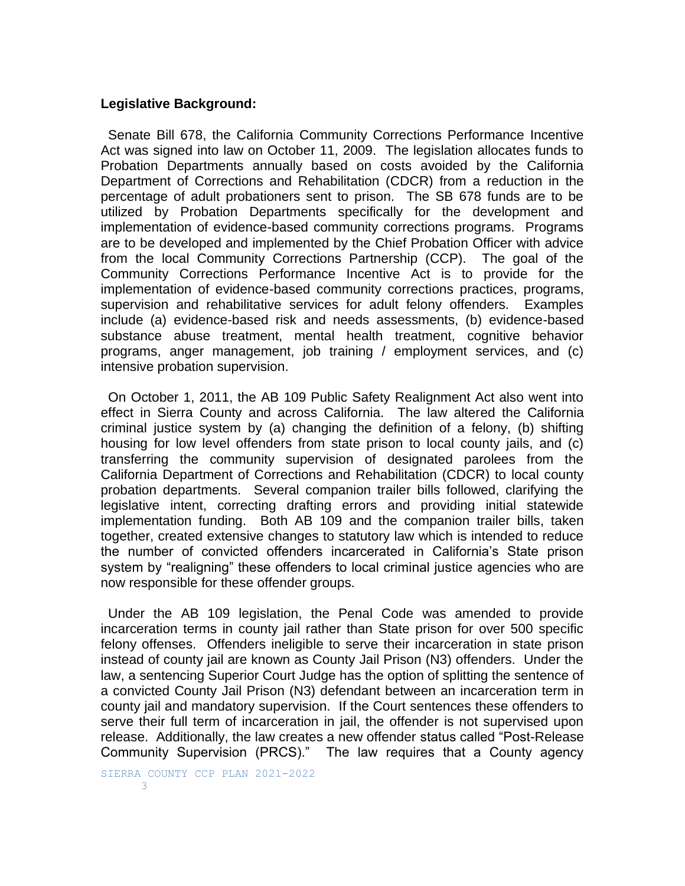**Legislative Background:**

Senate Bill 678, the California Community Corrections Performance Incentive Act was signed into law on October 11, 2009. The legislation allocates funds to Probation Departments annually based on costs avoided by the California Department of Corrections and Rehabilitation (CDCR) from a reduction in the percentage of adult probationers sent to prison. The SB 678 funds are to be utilized by Probation Departments specifically for the development and implementation of evidence-based community corrections programs. Programs are to be developed and implemented by the Chief Probation Officer with advice from the local Community Corrections Partnership (CCP). The goal of the Community Corrections Performance Incentive Act is to provide for the implementation of evidence-based community corrections practices, programs, supervision and rehabilitative services for adult felony offenders. Examples include (a) evidence-based risk and needs assessments, (b) evidence-based substance abuse treatment, mental health treatment, cognitive behavior programs, anger management, job training / employment services, and (c) intensive probation supervision.

On October 1, 2011, the AB 109 Public Safety Realignment Act also went into effect in Sierra County and across California. The law altered the California criminal justice system by (a) changing the definition of a felony, (b) shifting housing for low level offenders from state prison to local county jails, and (c) transferring the community supervision of designated parolees from the California Department of Corrections and Rehabilitation (CDCR) to local county probation departments. Several companion trailer bills followed, clarifying the legislative intent, correcting drafting errors and providing initial statewide implementation funding. Both AB 109 and the companion trailer bills, taken together, created extensive changes to statutory law which is intended to reduce the number of convicted offenders incarcerated in California's State prison system by "realigning" these offenders to local criminal justice agencies who are now responsible for these offender groups.

Under the AB 109 legislation, the Penal Code was amended to provide incarceration terms in county jail rather than State prison for over 500 specific felony offenses. Offenders ineligible to serve their incarceration in state prison instead of county jail are known as County Jail Prison (N3) offenders. Under the law, a sentencing Superior Court Judge has the option of splitting the sentence of a convicted County Jail Prison (N3) defendant between an incarceration term in county jail and mandatory supervision. If the Court sentences these offenders to serve their full term of incarceration in jail, the offender is not supervised upon release. Additionally, the law creates a new offender status called "Post-Release Community Supervision (PRCS)." The law requires that a County agency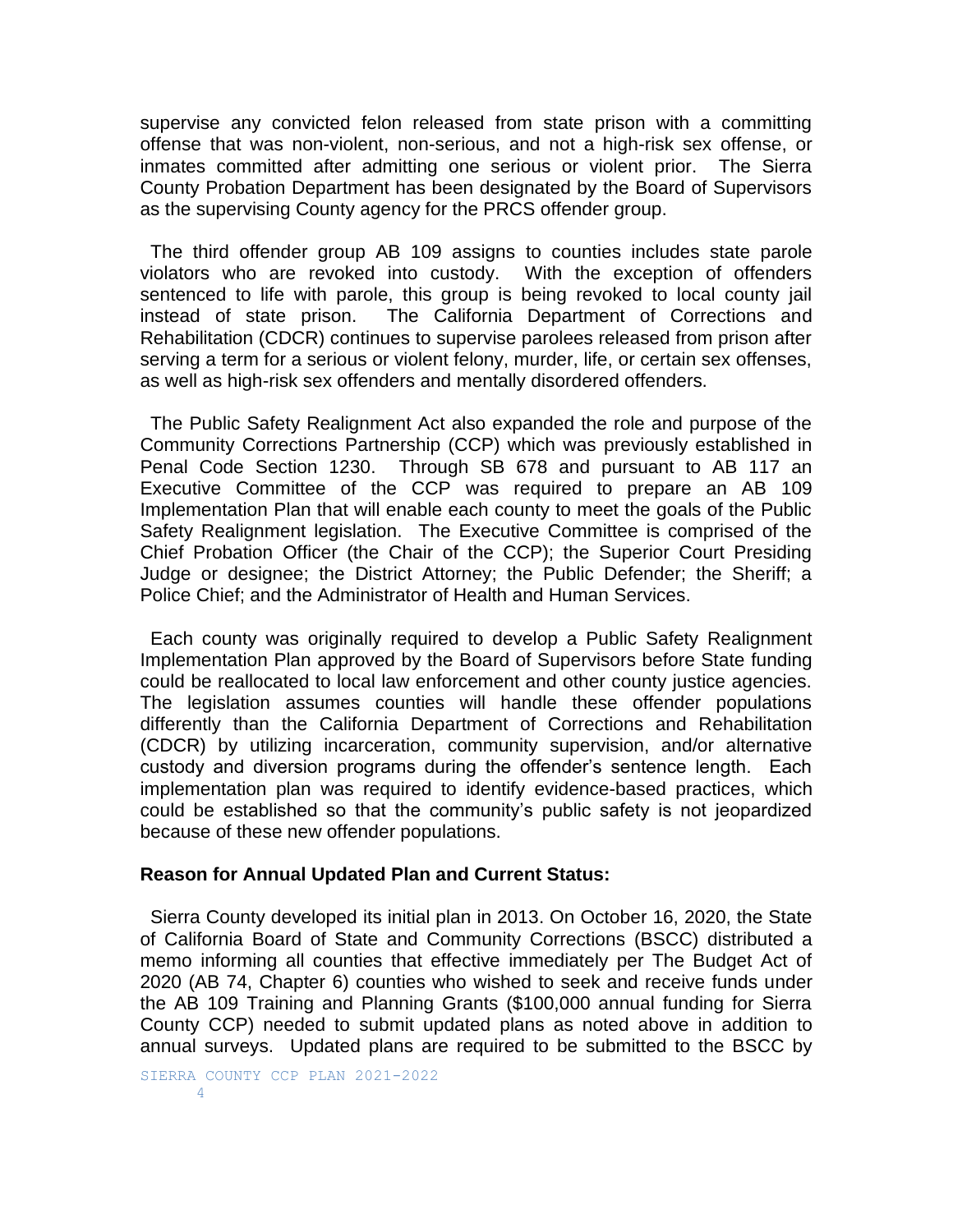supervise any convicted felon released from state prison with a committing offense that was non-violent, non-serious, and not a high-risk sex offense, or inmates committed after admitting one serious or violent prior. The Sierra County Probation Department has been designated by the Board of Supervisors as the supervising County agency for the PRCS offender group.

The third offender group AB 109 assigns to counties includes state parole violators who are revoked into custody. With the exception of offenders sentenced to life with parole, this group is being revoked to local county jail instead of state prison. The California Department of Corrections and Rehabilitation (CDCR) continues to supervise parolees released from prison after serving a term for a serious or violent felony, murder, life, or certain sex offenses, as well as high-risk sex offenders and mentally disordered offenders.

The Public Safety Realignment Act also expanded the role and purpose of the Community Corrections Partnership (CCP) which was previously established in Penal Code Section 1230. Through SB 678 and pursuant to AB 117 an Executive Committee of the CCP was required to prepare an AB 109 Implementation Plan that will enable each county to meet the goals of the Public Safety Realignment legislation. The Executive Committee is comprised of the Chief Probation Officer (the Chair of the CCP); the Superior Court Presiding Judge or designee; the District Attorney; the Public Defender; the Sheriff; a Police Chief; and the Administrator of Health and Human Services.

Each county was originally required to develop a Public Safety Realignment Implementation Plan approved by the Board of Supervisors before State funding could be reallocated to local law enforcement and other county justice agencies. The legislation assumes counties will handle these offender populations differently than the California Department of Corrections and Rehabilitation (CDCR) by utilizing incarceration, community supervision, and/or alternative custody and diversion programs during the offender's sentence length. Each implementation plan was required to identify evidence-based practices, which could be established so that the community's public safety is not jeopardized because of these new offender populations.

**Reason for Annual Updated Plan and Current Status:**

Sierra County developed its initial plan in 2013. On October 16, 2020, the State of California Board of State and Community Corrections (BSCC) distributed a memo informing all counties that effective immediately per The Budget Act of 2020 (AB 74, Chapter 6) counties who wished to seek and receive funds under the AB 109 Training and Planning Grants ($100,000 annual funding for Sierra County CCP) needed to submit updated plans as noted above in addition to annual surveys. Updated plans are required to be submitted to the BSCC by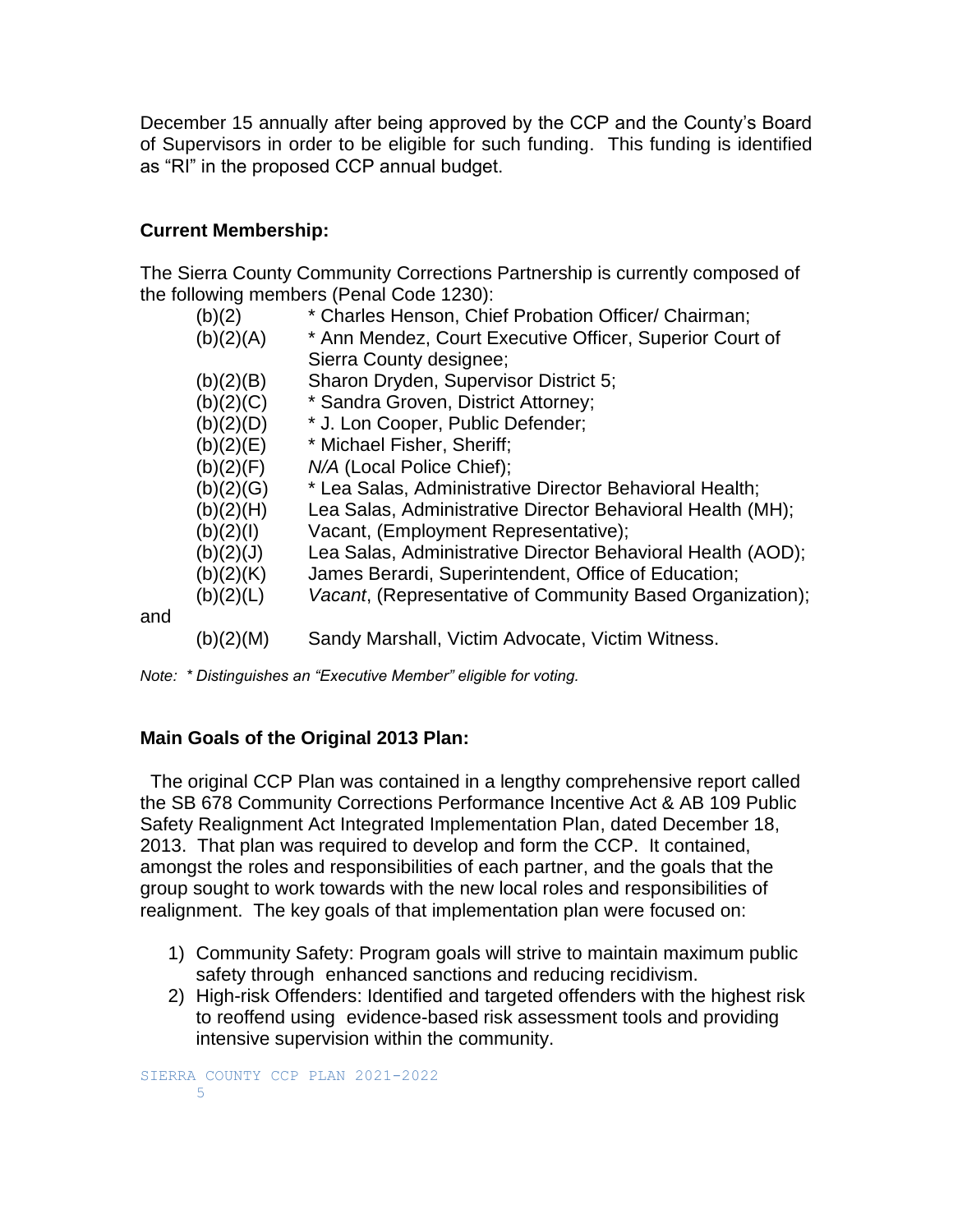December 15 annually after being approved by the CCP and the County's Board of Supervisors in order to be eligible for such funding. This funding is identified as "RI" in the proposed CCP annual budget.

**Current Membership:**

The Sierra County Community Corrections Partnership is currently composed of the following members (Penal Code 1230):

| | |
|---|---|
| (b)(2) | * Charles Henson, Chief Probation Officer/ Chairman; |
| (b)(2)(A) | * Ann Mendez, Court Executive Officer, Superior Court of Sierra County designee; |
| (b)(2)(B) | Sharon Dryden, Supervisor District 5; |
| (b)(2)(C) | * Sandra Groven, District Attorney; |
| (b)(2)(D) | * J. Lon Cooper, Public Defender; |
| (b)(2)(E) | * Michael Fisher, Sheriff; |
| (b)(2)(F) | *N/A* (Local Police Chief); |
| (b)(2)(G) | * Lea Salas, Administrative Director Behavioral Health; |
| (b)(2)(H) | Lea Salas, Administrative Director Behavioral Health (MH); |
| (b)(2)(I) | Vacant, (Employment Representative); |
| (b)(2)(J) | Lea Salas, Administrative Director Behavioral Health (AOD); |
| (b)(2)(K) | James Berardi, Superintendent, Office of Education; |
| (b)(2)(L) | *Vacant*, (Representative of Community Based Organization); |

and

| | |
|---|---|
| (b)(2)(M) | Sandy Marshall, Victim Advocate, Victim Witness. |

*Note: * Distinguishes an "Executive Member" eligible for voting.*

**Main Goals of the Original 2013 Plan:**

The original CCP Plan was contained in a lengthy comprehensive report called the SB 678 Community Corrections Performance Incentive Act & AB 109 Public Safety Realignment Act Integrated Implementation Plan, dated December 18, 2013. That plan was required to develop and form the CCP. It contained, amongst the roles and responsibilities of each partner, and the goals that the group sought to work towards with the new local roles and responsibilities of realignment. The key goals of that implementation plan were focused on:

1) Community Safety: Program goals will strive to maintain maximum public safety through enhanced sanctions and reducing recidivism.
2) High-risk Offenders: Identified and targeted offenders with the highest risk to reoffend using evidence-based risk assessment tools and providing intensive supervision within the community.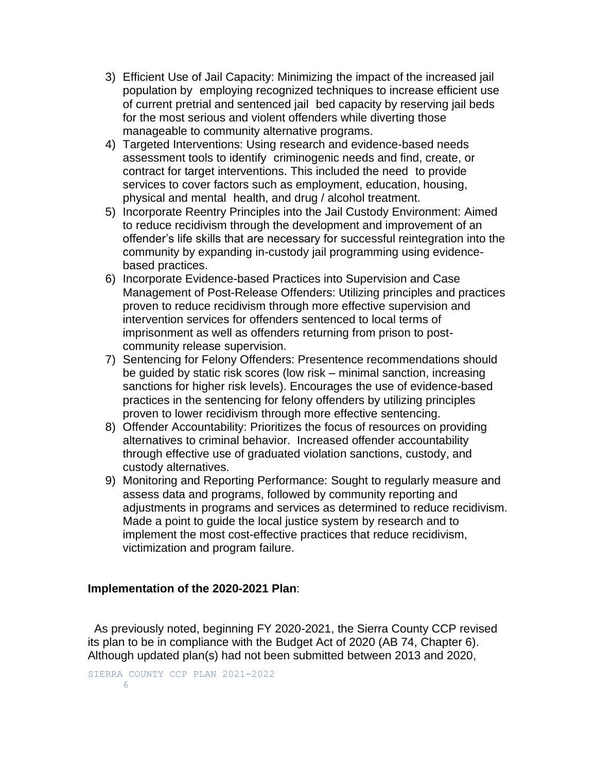3) Efficient Use of Jail Capacity: Minimizing the impact of the increased jail population by employing recognized techniques to increase efficient use of current pretrial and sentenced jail bed capacity by reserving jail beds for the most serious and violent offenders while diverting those manageable to community alternative programs.
4) Targeted Interventions: Using research and evidence-based needs assessment tools to identify criminogenic needs and find, create, or contract for target interventions. This included the need to provide services to cover factors such as employment, education, housing, physical and mental health, and drug / alcohol treatment.
5) Incorporate Reentry Principles into the Jail Custody Environment: Aimed to reduce recidivism through the development and improvement of an offender's life skills that are necessary for successful reintegration into the community by expanding in-custody jail programming using evidence-based practices.
6) Incorporate Evidence-based Practices into Supervision and Case Management of Post-Release Offenders: Utilizing principles and practices proven to reduce recidivism through more effective supervision and intervention services for offenders sentenced to local terms of imprisonment as well as offenders returning from prison to post-community release supervision.
7) Sentencing for Felony Offenders: Presentence recommendations should be guided by static risk scores (low risk – minimal sanction, increasing sanctions for higher risk levels). Encourages the use of evidence-based practices in the sentencing for felony offenders by utilizing principles proven to lower recidivism through more effective sentencing.
8) Offender Accountability: Prioritizes the focus of resources on providing alternatives to criminal behavior. Increased offender accountability through effective use of graduated violation sanctions, custody, and custody alternatives.
9) Monitoring and Reporting Performance: Sought to regularly measure and assess data and programs, followed by community reporting and adjustments in programs and services as determined to reduce recidivism. Made a point to guide the local justice system by research and to implement the most cost-effective practices that reduce recidivism, victimization and program failure.

**Implementation of the 2020-2021 Plan**:

As previously noted, beginning FY 2020-2021, the Sierra County CCP revised its plan to be in compliance with the Budget Act of 2020 (AB 74, Chapter 6). Although updated plan(s) had not been submitted between 2013 and 2020,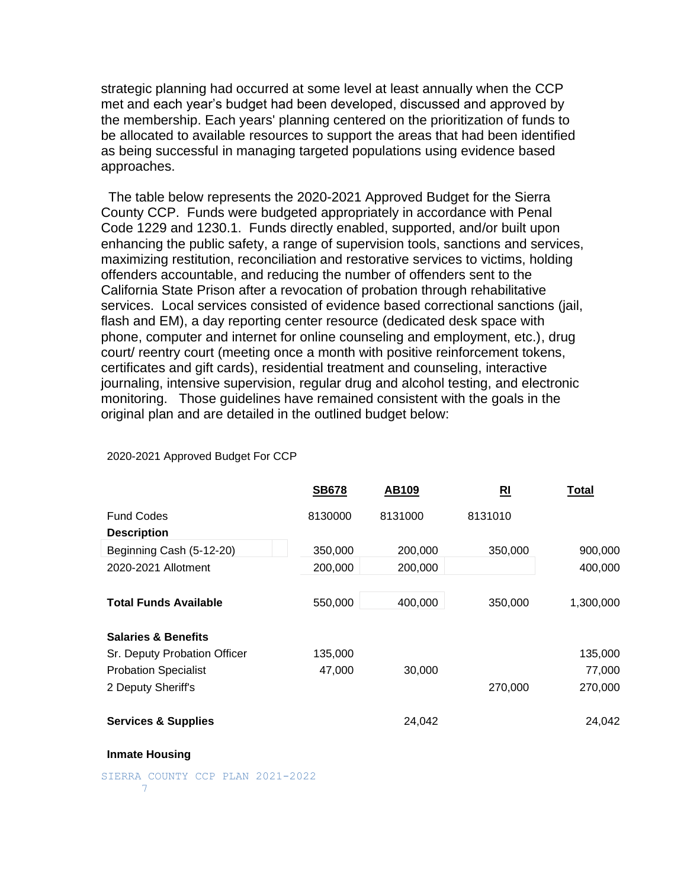strategic planning had occurred at some level at least annually when the CCP met and each year's budget had been developed, discussed and approved by the membership. Each years' planning centered on the prioritization of funds to be allocated to available resources to support the areas that had been identified as being successful in managing targeted populations using evidence based approaches.

The table below represents the 2020-2021 Approved Budget for the Sierra County CCP. Funds were budgeted appropriately in accordance with Penal Code 1229 and 1230.1. Funds directly enabled, supported, and/or built upon enhancing the public safety, a range of supervision tools, sanctions and services, maximizing restitution, reconciliation and restorative services to victims, holding offenders accountable, and reducing the number of offenders sent to the California State Prison after a revocation of probation through rehabilitative services. Local services consisted of evidence based correctional sanctions (jail, flash and EM), a day reporting center resource (dedicated desk space with phone, computer and internet for online counseling and employment, etc.), drug court/ reentry court (meeting once a month with positive reinforcement tokens, certificates and gift cards), residential treatment and counseling, interactive journaling, intensive supervision, regular drug and alcohol testing, and electronic monitoring. Those guidelines have remained consistent with the goals in the original plan and are detailed in the outlined budget below:

2020-2021 Approved Budget For CCP

| | SB678 | AB109 | RI | Total |
|---|---|---|---|---|
| Fund Codes | 8130000 | 8131000 | 8131010 | |
| **Description** | | | | |
| Beginning Cash (5-12-20) | 350,000 | 200,000 | 350,000 | 900,000 |
| 2020-2021 Allotment | 200,000 | 200,000 | | 400,000 |
| **Total Funds Available** | 550,000 | 400,000 | 350,000 | 1,300,000 |
| **Salaries & Benefits** | | | | |
| Sr. Deputy Probation Officer | 135,000 | | | 135,000 |
| Probation Specialist | 47,000 | 30,000 | | 77,000 |
| 2 Deputy Sheriff's | | | 270,000 | 270,000 |
| **Services & Supplies** | | 24,042 | | 24,042 |
| **Inmate Housing** | | | | |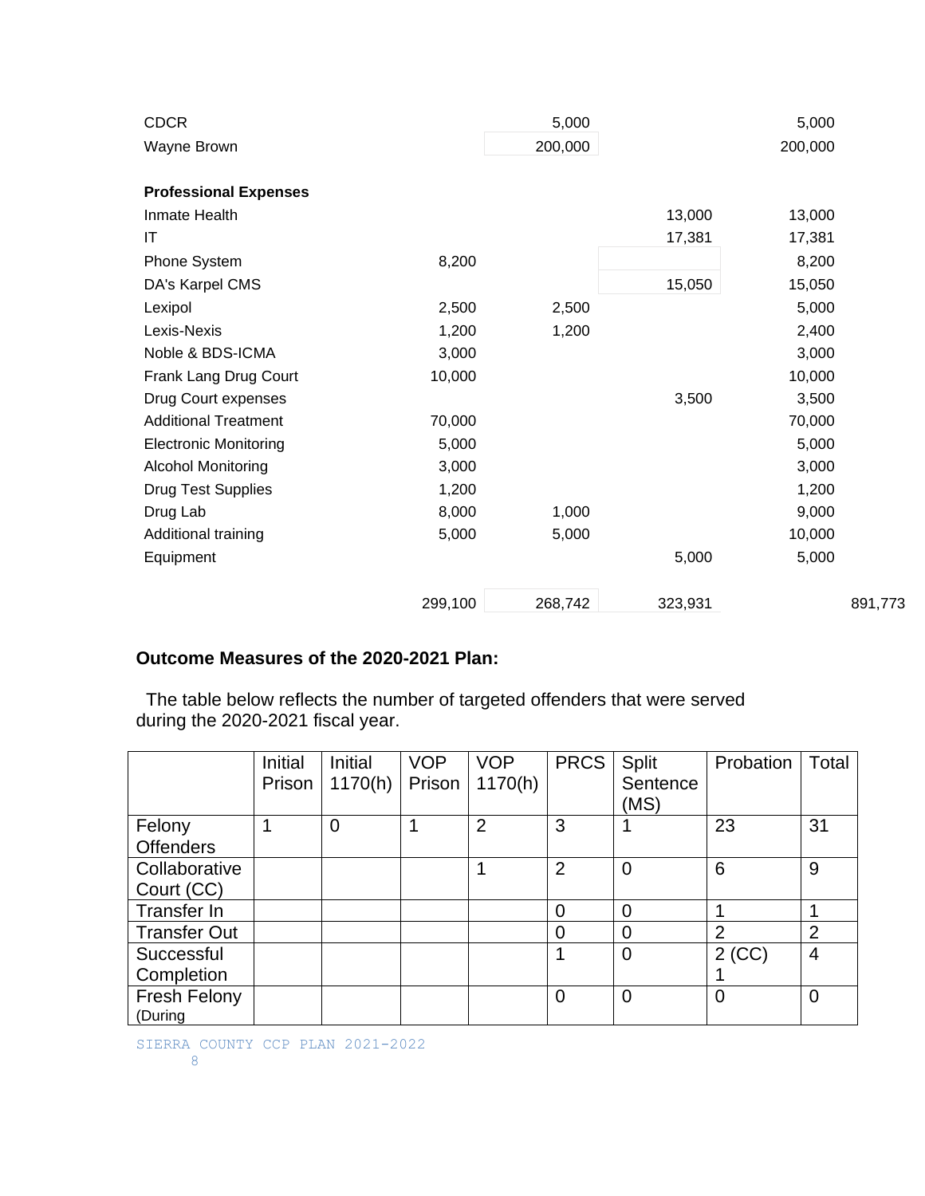| | | | | |
|---|---|---|---|---|
| CDCR | | 5,000 | | 5,000 |
| Wayne Brown | | 200,000 | | 200,000 |
| | | | | |
| **Professional Expenses** | | | | |
| Inmate Health | | | 13,000 | 13,000 |
| IT | | | 17,381 | 17,381 |
| Phone System | 8,200 | | | 8,200 |
| DA's Karpel CMS | | | 15,050 | 15,050 |
| Lexipol | 2,500 | 2,500 | | 5,000 |
| Lexis-Nexis | 1,200 | 1,200 | | 2,400 |
| Noble & BDS-ICMA | 3,000 | | | 3,000 |
| Frank Lang Drug Court | 10,000 | | | 10,000 |
| Drug Court expenses | | | 3,500 | 3,500 |
| Additional Treatment | 70,000 | | | 70,000 |
| Electronic Monitoring | 5,000 | | | 5,000 |
| Alcohol Monitoring | 3,000 | | | 3,000 |
| Drug Test Supplies | 1,200 | | | 1,200 |
| Drug Lab | 8,000 | 1,000 | | 9,000 |
| Additional training | 5,000 | 5,000 | | 10,000 |
| Equipment | | | 5,000 | 5,000 |
| | | | | |
| | 299,100 | 268,742 | 323,931 | 891,773 |

**Outcome Measures of the 2020-2021 Plan:**

The table below reflects the number of targeted offenders that were served during the 2020-2021 fiscal year.

| | Initial Prison | Initial 1170(h) | VOP Prison | VOP 1170(h) | PRCS | Split Sentence (MS) | Probation | Total |
|---|---|---|---|---|---|---|---|---|
| Felony Offenders | 1 | 0 | 1 | 2 | 3 | 1 | 23 | 31 |
| Collaborative Court (CC) | | | | 1 | 2 | 0 | 6 | 9 |
| Transfer In | | | | | 0 | 0 | 1 | 1 |
| Transfer Out | | | | | 0 | 0 | 2 | 2 |
| Successful Completion | | | | | 1 | 0 | 2 (CC) 1 | 4 |
| Fresh Felony (During | | | | | 0 | 0 | 0 | 0 |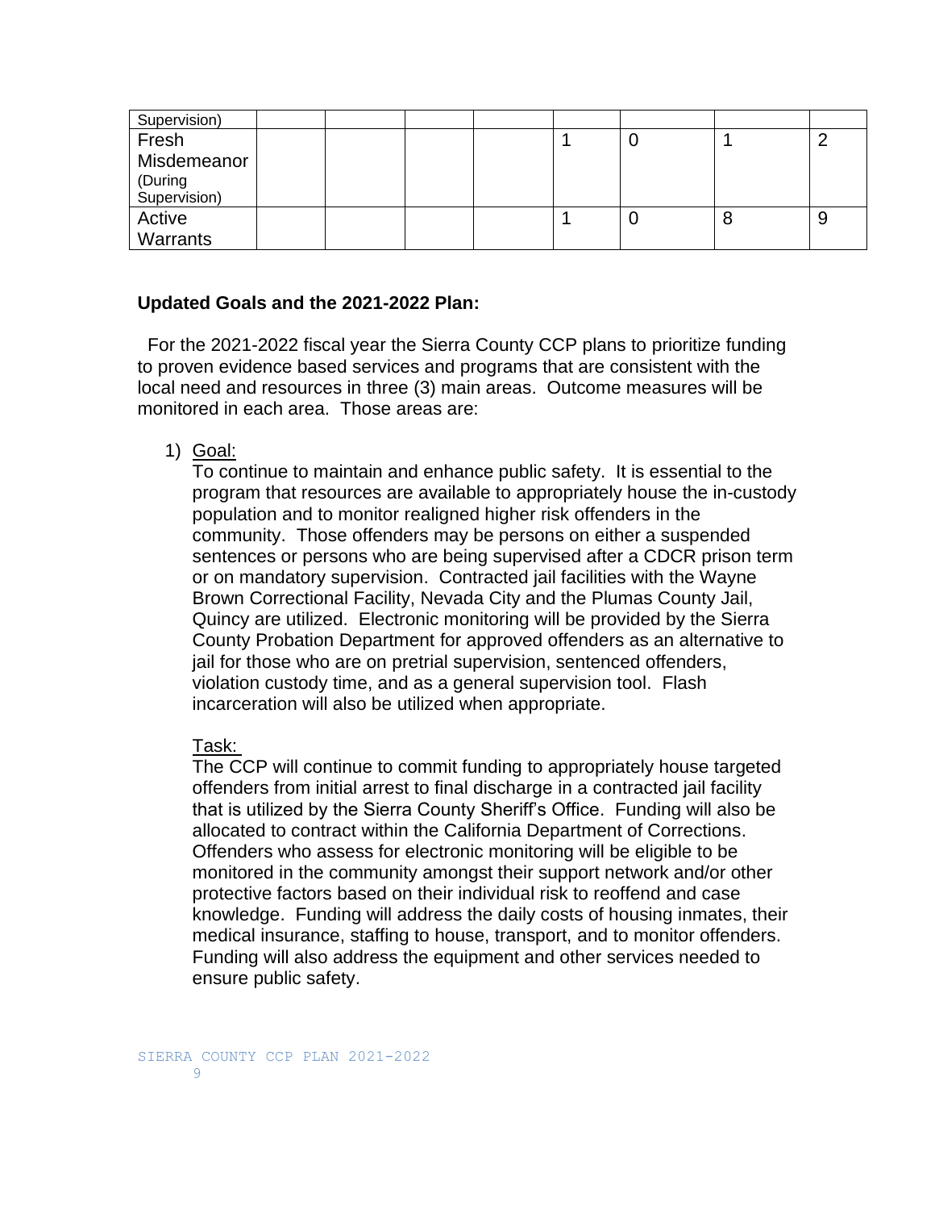| | | | | | | | |
|---|---|---|---|---|---|---|---|
| Supervision) | | | | | | | |
| Fresh Misdemeanor (During Supervision) | | | | 1 | 0 | 1 | 2 |
| Active Warrants | | | | 1 | 0 | 8 | 9 |

**Updated Goals and the 2021-2022 Plan:**

For the 2021-2022 fiscal year the Sierra County CCP plans to prioritize funding to proven evidence based services and programs that are consistent with the local need and resources in three (3) main areas. Outcome measures will be monitored in each area. Those areas are:

1) Goal:
To continue to maintain and enhance public safety. It is essential to the program that resources are available to appropriately house the in-custody population and to monitor realigned higher risk offenders in the community. Those offenders may be persons on either a suspended sentences or persons who are being supervised after a CDCR prison term or on mandatory supervision. Contracted jail facilities with the Wayne Brown Correctional Facility, Nevada City and the Plumas County Jail, Quincy are utilized. Electronic monitoring will be provided by the Sierra County Probation Department for approved offenders as an alternative to jail for those who are on pretrial supervision, sentenced offenders, violation custody time, and as a general supervision tool. Flash incarceration will also be utilized when appropriate.

   Task:
   The CCP will continue to commit funding to appropriately house targeted offenders from initial arrest to final discharge in a contracted jail facility that is utilized by the Sierra County Sheriff's Office. Funding will also be allocated to contract within the California Department of Corrections. Offenders who assess for electronic monitoring will be eligible to be monitored in the community amongst their support network and/or other protective factors based on their individual risk to reoffend and case knowledge. Funding will address the daily costs of housing inmates, their medical insurance, staffing to house, transport, and to monitor offenders. Funding will also address the equipment and other services needed to ensure public safety.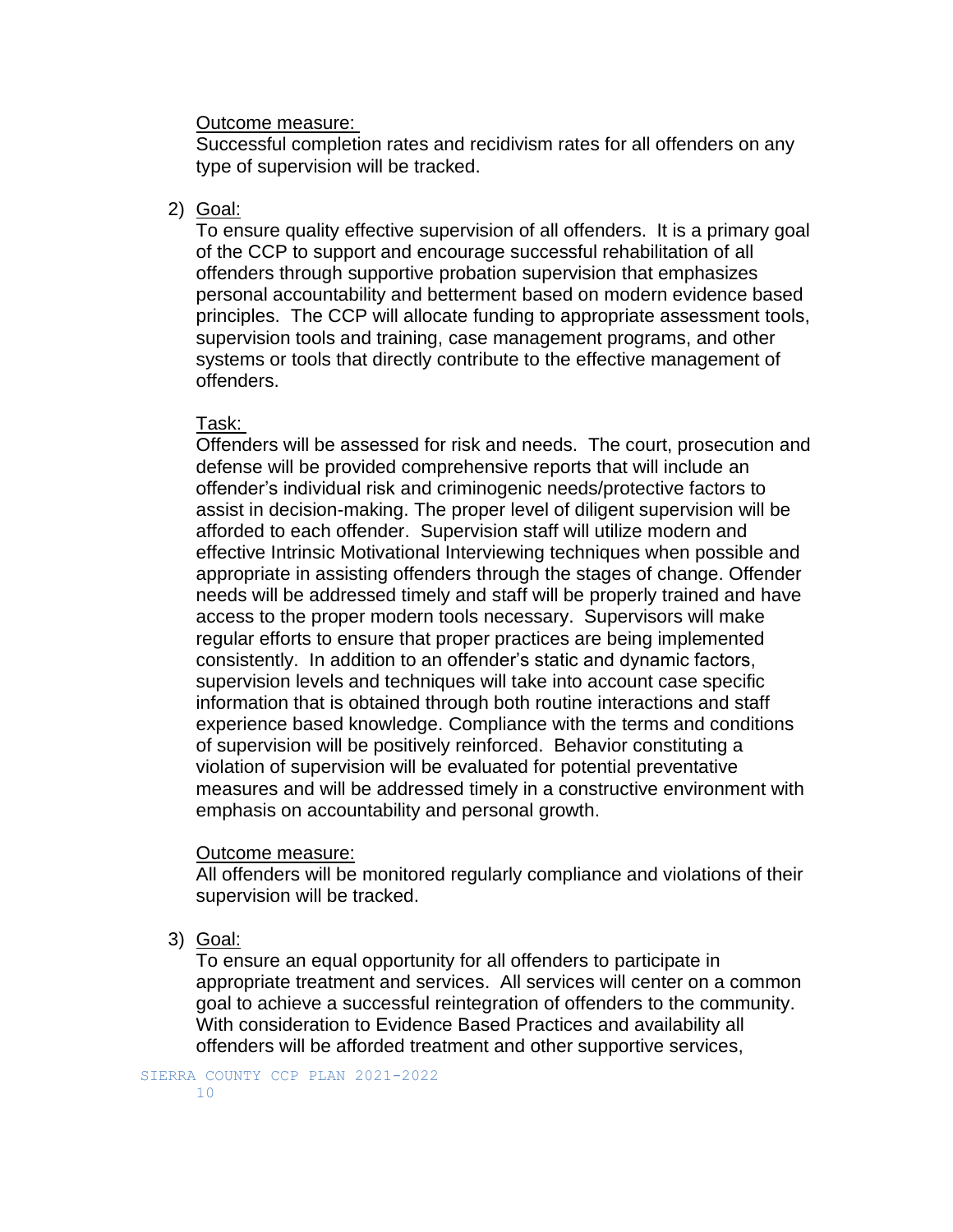Outcome measure:

Successful completion rates and recidivism rates for all offenders on any type of supervision will be tracked.

2) Goal:

To ensure quality effective supervision of all offenders. It is a primary goal of the CCP to support and encourage successful rehabilitation of all offenders through supportive probation supervision that emphasizes personal accountability and betterment based on modern evidence based principles. The CCP will allocate funding to appropriate assessment tools, supervision tools and training, case management programs, and other systems or tools that directly contribute to the effective management of offenders.

Task:

Offenders will be assessed for risk and needs. The court, prosecution and defense will be provided comprehensive reports that will include an offender's individual risk and criminogenic needs/protective factors to assist in decision-making. The proper level of diligent supervision will be afforded to each offender. Supervision staff will utilize modern and effective Intrinsic Motivational Interviewing techniques when possible and appropriate in assisting offenders through the stages of change. Offender needs will be addressed timely and staff will be properly trained and have access to the proper modern tools necessary. Supervisors will make regular efforts to ensure that proper practices are being implemented consistently. In addition to an offender's static and dynamic factors, supervision levels and techniques will take into account case specific information that is obtained through both routine interactions and staff experience based knowledge. Compliance with the terms and conditions of supervision will be positively reinforced. Behavior constituting a violation of supervision will be evaluated for potential preventative measures and will be addressed timely in a constructive environment with emphasis on accountability and personal growth.

Outcome measure:

All offenders will be monitored regularly compliance and violations of their supervision will be tracked.

3) Goal:

To ensure an equal opportunity for all offenders to participate in appropriate treatment and services. All services will center on a common goal to achieve a successful reintegration of offenders to the community. With consideration to Evidence Based Practices and availability all offenders will be afforded treatment and other supportive services,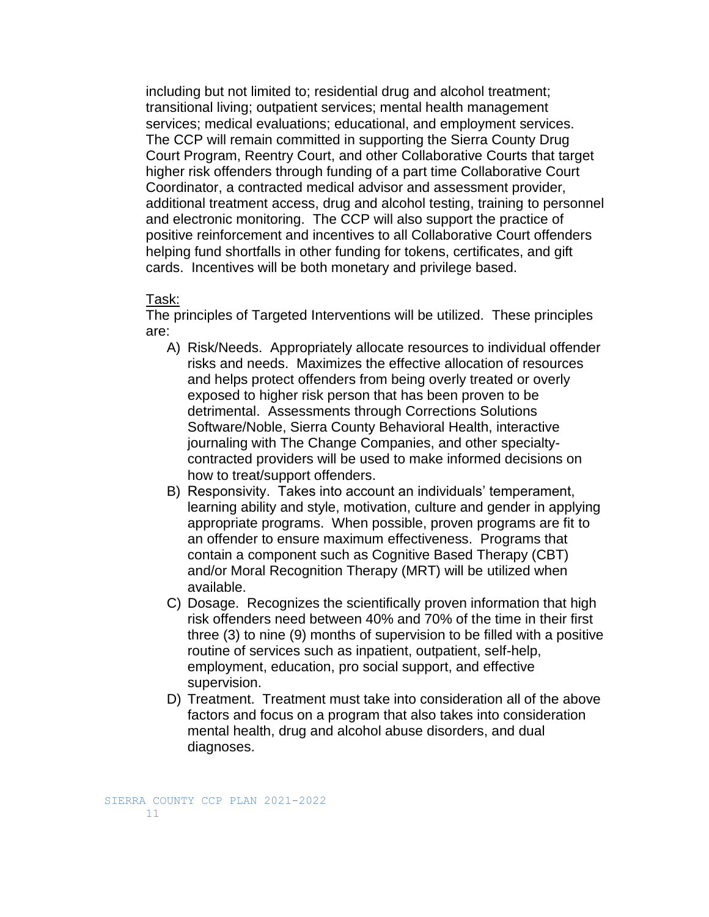including but not limited to; residential drug and alcohol treatment; transitional living; outpatient services; mental health management services; medical evaluations; educational, and employment services. The CCP will remain committed in supporting the Sierra County Drug Court Program, Reentry Court, and other Collaborative Courts that target higher risk offenders through funding of a part time Collaborative Court Coordinator, a contracted medical advisor and assessment provider, additional treatment access, drug and alcohol testing, training to personnel and electronic monitoring. The CCP will also support the practice of positive reinforcement and incentives to all Collaborative Court offenders helping fund shortfalls in other funding for tokens, certificates, and gift cards. Incentives will be both monetary and privilege based.

<u>Task:</u>

The principles of Targeted Interventions will be utilized. These principles are:

A) Risk/Needs. Appropriately allocate resources to individual offender risks and needs. Maximizes the effective allocation of resources and helps protect offenders from being overly treated or overly exposed to higher risk person that has been proven to be detrimental. Assessments through Corrections Solutions Software/Noble, Sierra County Behavioral Health, interactive journaling with The Change Companies, and other specialty-contracted providers will be used to make informed decisions on how to treat/support offenders.
B) Responsivity. Takes into account an individuals' temperament, learning ability and style, motivation, culture and gender in applying appropriate programs. When possible, proven programs are fit to an offender to ensure maximum effectiveness. Programs that contain a component such as Cognitive Based Therapy (CBT) and/or Moral Recognition Therapy (MRT) will be utilized when available.
C) Dosage. Recognizes the scientifically proven information that high risk offenders need between 40% and 70% of the time in their first three (3) to nine (9) months of supervision to be filled with a positive routine of services such as inpatient, outpatient, self-help, employment, education, pro social support, and effective supervision.
D) Treatment. Treatment must take into consideration all of the above factors and focus on a program that also takes into consideration mental health, drug and alcohol abuse disorders, and dual diagnoses.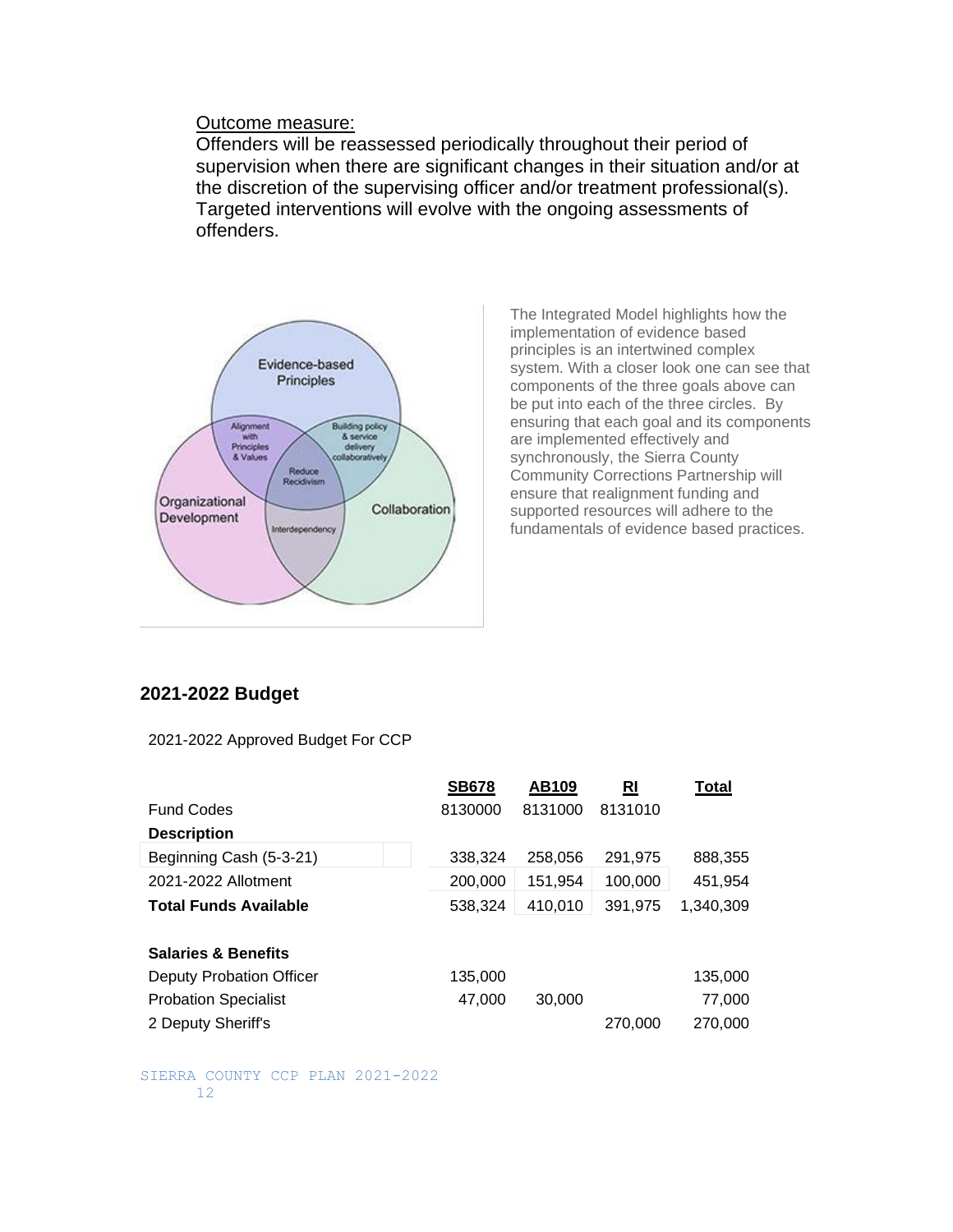Outcome measure:

Offenders will be reassessed periodically throughout their period of supervision when there are significant changes in their situation and/or at the discretion of the supervising officer and/or treatment professional(s). Targeted interventions will evolve with the ongoing assessments of offenders.

The Integrated Model highlights how the implementation of evidence based principles is an intertwined complex system. With a closer look one can see that components of the three goals above can be put into each of the three circles. By ensuring that each goal and its components are implemented effectively and synchronously, the Sierra County Community Corrections Partnership will ensure that realignment funding and supported resources will adhere to the fundamentals of evidence based practices.

## 2021-2022 Budget

2021-2022 Approved Budget For CCP

| | SB678 | AB109 | RI | Total |
|---|---|---|---|---|
| Fund Codes | 8130000 | 8131000 | 8131010 | |
| **Description** | | | | |
| Beginning Cash (5-3-21) | 338,324 | 258,056 | 291,975 | 888,355 |
| 2021-2022 Allotment | 200,000 | 151,954 | 100,000 | 451,954 |
| **Total Funds Available** | 538,324 | 410,010 | 391,975 | 1,340,309 |
| | | | | |
| **Salaries & Benefits** | | | | |
| Deputy Probation Officer | 135,000 | | | 135,000 |
| Probation Specialist | 47,000 | 30,000 | | 77,000 |
| 2 Deputy Sheriff's | | | 270,000 | 270,000 |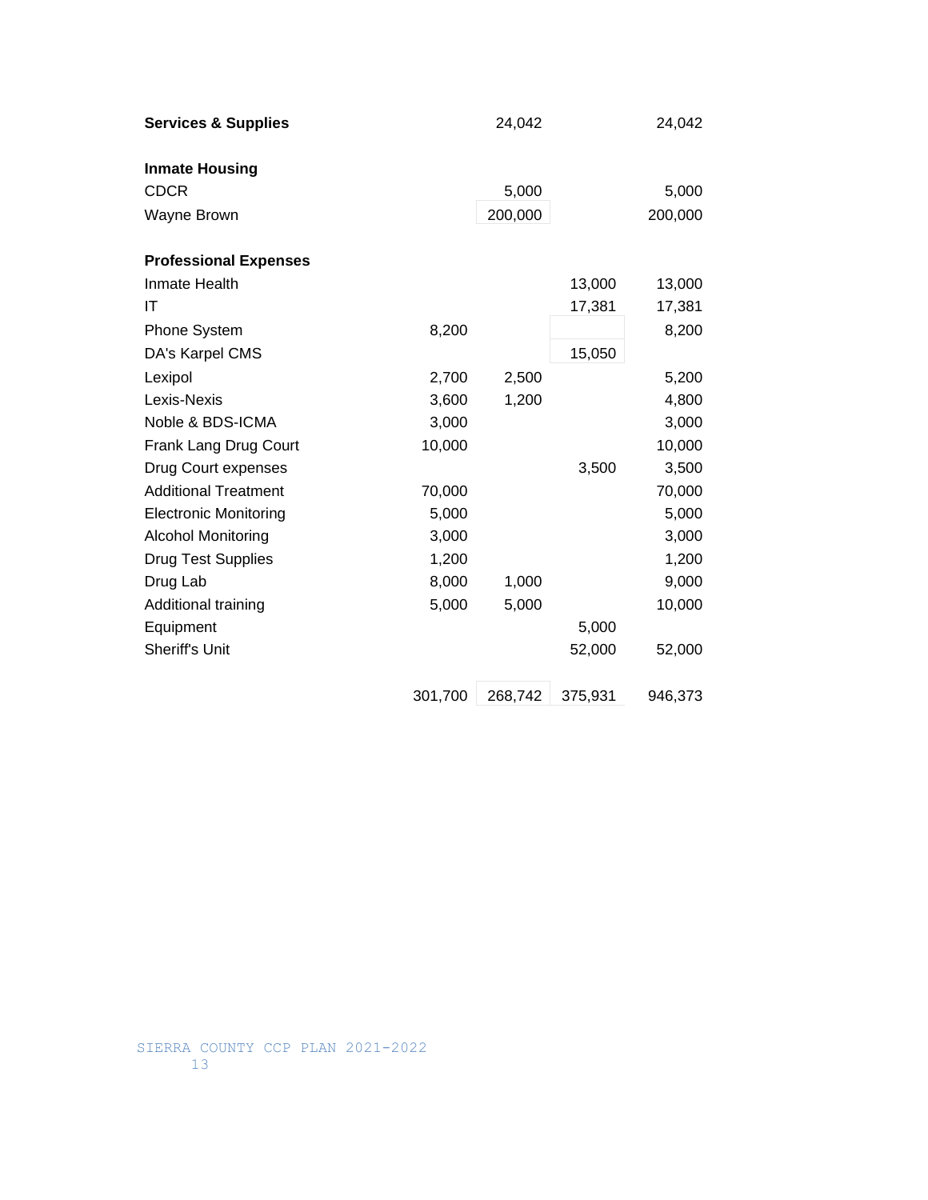| | | | | |
|---|---|---|---|---|
| **Services & Supplies** | | 24,042 | | 24,042 |
| | | | | |
| **Inmate Housing** | | | | |
| CDCR | | 5,000 | | 5,000 |
| Wayne Brown | | 200,000 | | 200,000 |
| | | | | |
| **Professional Expenses** | | | | |
| Inmate Health | | | 13,000 | 13,000 |
| IT | | | 17,381 | 17,381 |
| Phone System | 8,200 | | | 8,200 |
| DA's Karpel CMS | | | 15,050 | |
| Lexipol | 2,700 | 2,500 | | 5,200 |
| Lexis-Nexis | 3,600 | 1,200 | | 4,800 |
| Noble & BDS-ICMA | 3,000 | | | 3,000 |
| Frank Lang Drug Court | 10,000 | | | 10,000 |
| Drug Court expenses | | | 3,500 | 3,500 |
| Additional Treatment | 70,000 | | | 70,000 |
| Electronic Monitoring | 5,000 | | | 5,000 |
| Alcohol Monitoring | 3,000 | | | 3,000 |
| Drug Test Supplies | 1,200 | | | 1,200 |
| Drug Lab | 8,000 | 1,000 | | 9,000 |
| Additional training | 5,000 | 5,000 | | 10,000 |
| Equipment | | | 5,000 | |
| Sheriff's Unit | | | 52,000 | 52,000 |
| | | | | |
| | 301,700 | 268,742 | 375,931 | 946,373 |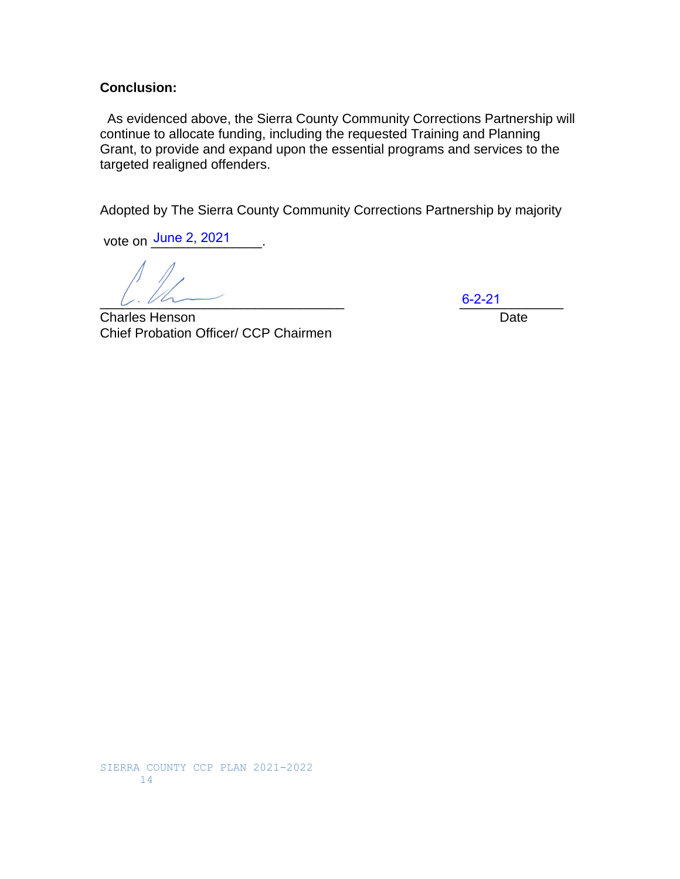**Conclusion:**

As evidenced above, the Sierra County Community Corrections Partnership will continue to allocate funding, including the requested Training and Planning Grant, to provide and expand upon the essential programs and services to the targeted realigned offenders.

Adopted by The Sierra County Community Corrections Partnership by majority vote on June 2, 2021.

Charles Henson
Chief Probation Officer/ CCP Chairmen

6-2-21
Date